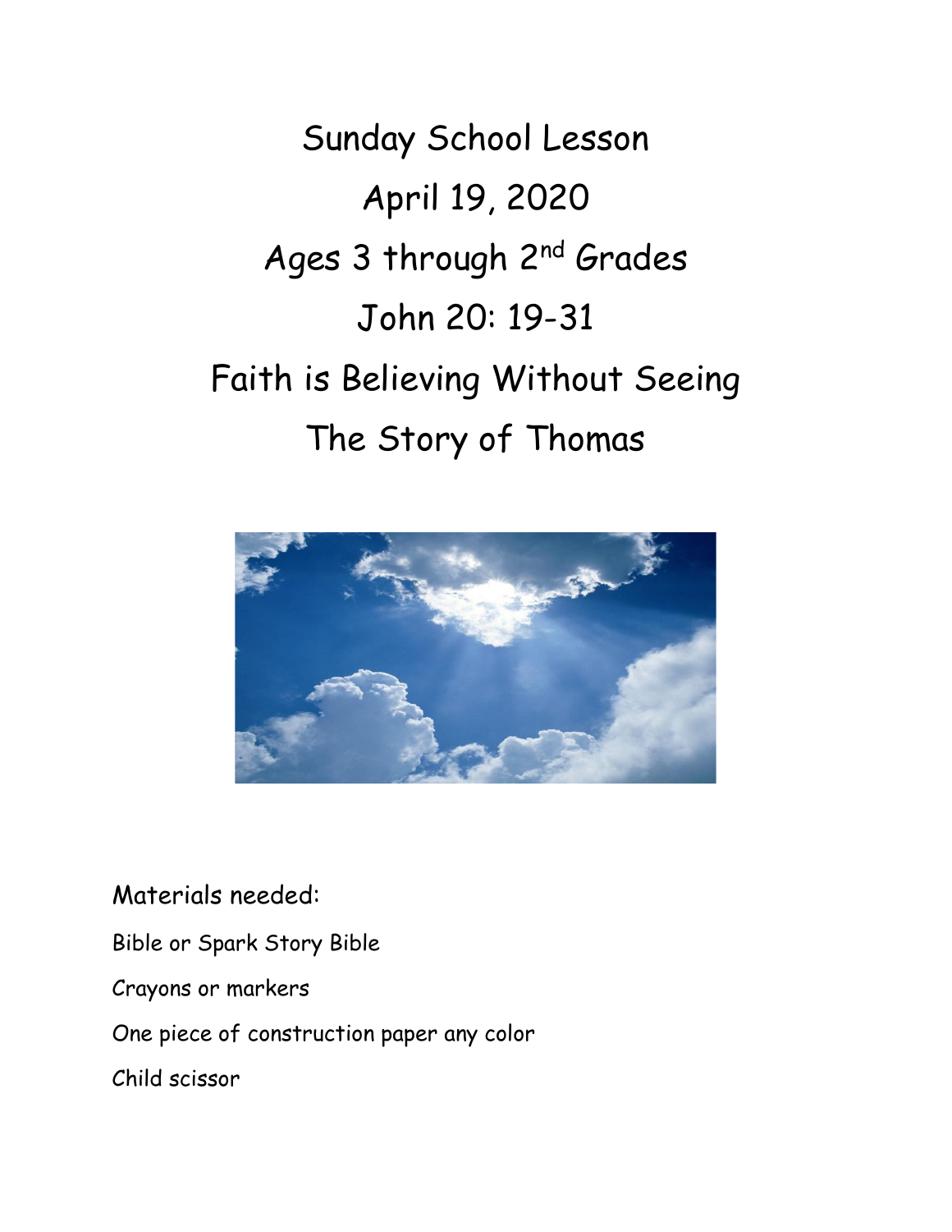# Sunday School Lesson

# April 19, 2020

# Ages 3 through 2nd Grades

# John 20: 19-31

# Faith is Believing Without Seeing

# The Story of Thomas

Materials needed:

Bible or Spark Story Bible

Crayons or markers

One piece of construction paper any color

Child scissor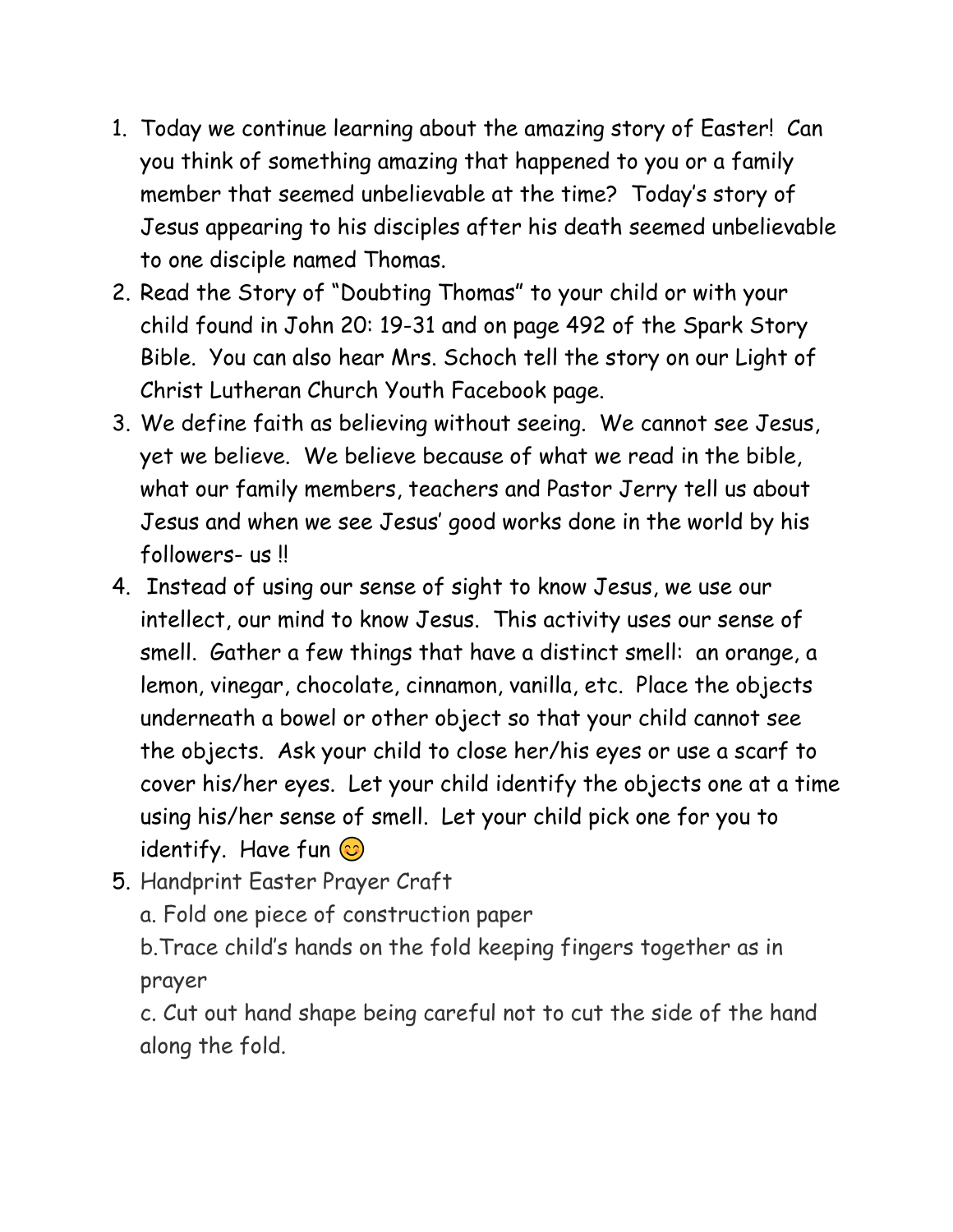1. Today we continue learning about the amazing story of Easter! Can you think of something amazing that happened to you or a family member that seemed unbelievable at the time? Today's story of Jesus appearing to his disciples after his death seemed unbelievable to one disciple named Thomas.
2. Read the Story of "Doubting Thomas" to your child or with your child found in John 20: 19-31 and on page 492 of the Spark Story Bible. You can also hear Mrs. Schoch tell the story on our Light of Christ Lutheran Church Youth Facebook page.
3. We define faith as believing without seeing. We cannot see Jesus, yet we believe. We believe because of what we read in the bible, what our family members, teachers and Pastor Jerry tell us about Jesus and when we see Jesus' good works done in the world by his followers- us !!
4. Instead of using our sense of sight to know Jesus, we use our intellect, our mind to know Jesus. This activity uses our sense of smell. Gather a few things that have a distinct smell: an orange, a lemon, vinegar, chocolate, cinnamon, vanilla, etc. Place the objects underneath a bowel or other object so that your child cannot see the objects. Ask your child to close her/his eyes or use a scarf to cover his/her eyes. Let your child identify the objects one at a time using his/her sense of smell. Let your child pick one for you to identify. Have fun 😊
5. Handprint Easter Prayer Craft

   a. Fold one piece of construction paper

   b.Trace child's hands on the fold keeping fingers together as in prayer

   c. Cut out hand shape being careful not to cut the side of the hand along the fold.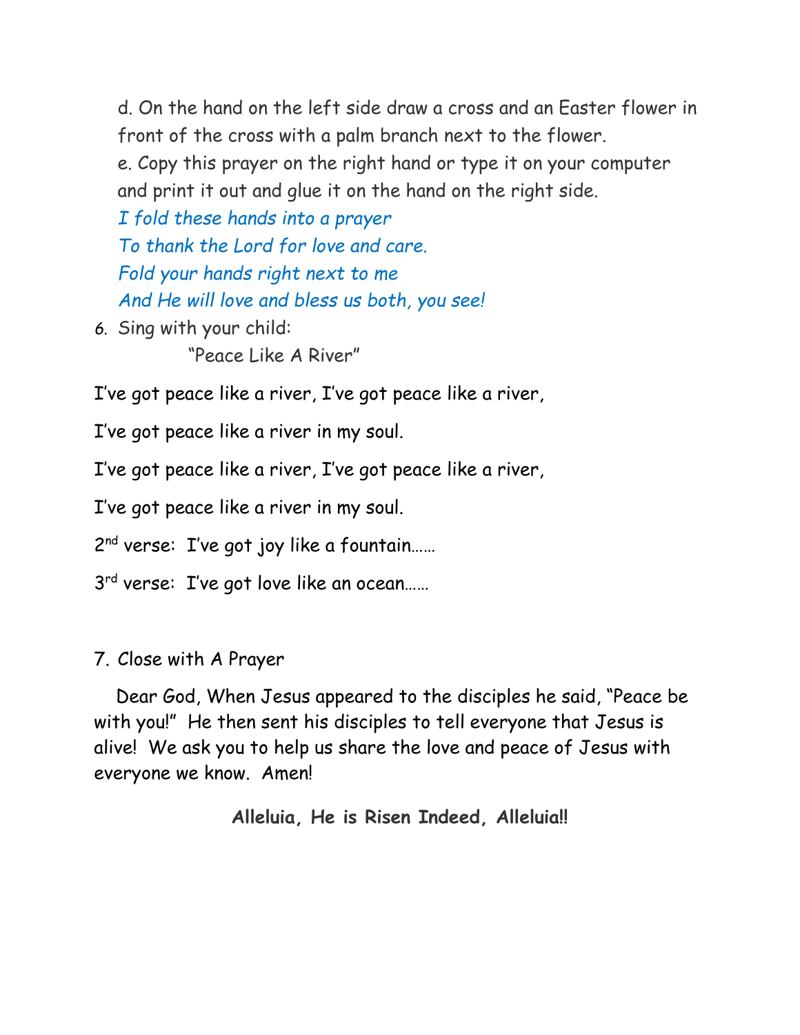d. On the hand on the left side draw a cross and an Easter flower in front of the cross with a palm branch next to the flower.

e. Copy this prayer on the right hand or type it on your computer and print it out and glue it on the hand on the right side.

*I fold these hands into a prayer*
*To thank the Lord for love and care.*
*Fold your hands right next to me*
*And He will love and bless us both, you see!*

6. Sing with your child:

"Peace Like A River"

I've got peace like a river, I've got peace like a river,

I've got peace like a river in my soul.

I've got peace like a river, I've got peace like a river,

I've got peace like a river in my soul.

2nd verse: I've got joy like a fountain……

3rd verse: I've got love like an ocean……

7. Close with A Prayer

Dear God, When Jesus appeared to the disciples he said, "Peace be with you!" He then sent his disciples to tell everyone that Jesus is alive! We ask you to help us share the love and peace of Jesus with everyone we know. Amen!

**Alleluia, He is Risen Indeed, Alleluia!!**